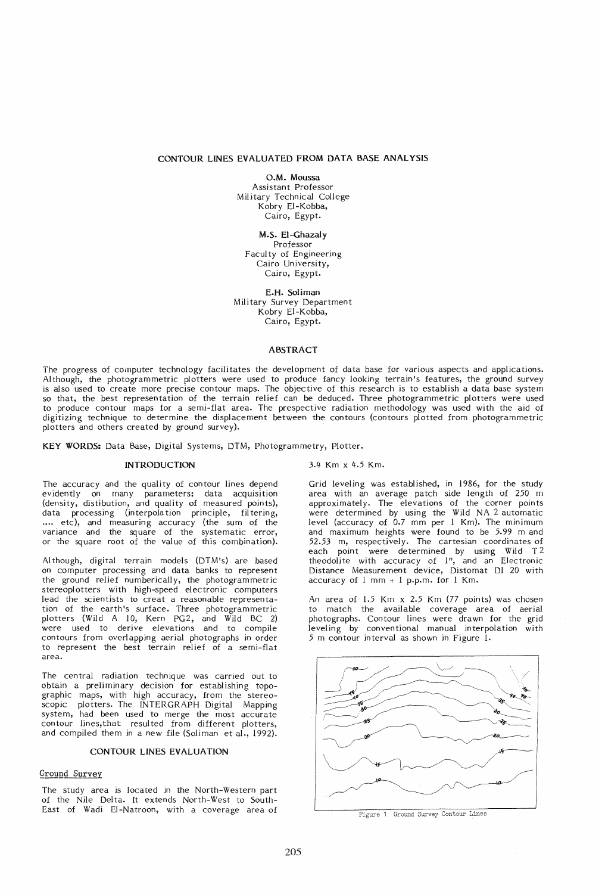# CONTOUR LINES EVALUATED FROM DATA BASE ANALYSIS

**O.M. Moussa**
Assistant Professor
Military Technical College
Kobry El-Kobba,
Cairo, Egypt.

**M.S. El-Ghazaly**
Professor
Faculty of Engineering
Cairo University,
Cairo, Egypt.

**E.H. Soliman**
Military Survey Department
Kobry El-Kobba,
Cairo, Egypt.

## ABSTRACT

The progress of computer technology facilitates the development of data base for various aspects and applications. Although, the photogrammetric plotters were used to produce fancy looking terrain's features, the ground survey is also used to create more precise contour maps. The objective of this research is to establish a data base system so that, the best representation of the terrain relief can be deduced. Three photogrammetric plotters were used to produce contour maps for a semi-flat area. The prespective radiation methodology was used with the aid of digitizing technique to determine the displacement between the contours (contours plotted from photogrammetric plotters and others created by ground survey).

**KEY WORDS:** Data Base, Digital Systems, DTM, Photogrammetry, Plotter.

## INTRODUCTION

The accuracy and the quality of contour lines depend evidently on many parameters: data acquisition (density, distibution, and quality of measured points), data processing (interpolation principle, filtering, .... etc), and measuring accuracy (the sum of the variance and the square of the systematic error, or the square root of the value of this combination).

Although, digital terrain models (DTM's) are based on computer processing and data banks to represent the ground relief numberically, the photogrammetric stereoplotters with high-speed electronic computers lead the scientists to creat a reasonable representation of the earth's surface. Three photogrammetric plotters (Wild A 10, Kern PG2, and Wild BC 2) were used to derive elevations and to compile contours from overlapping aerial photographs in order to represent the best terrain relief of a semi-flat area.

The central radiation technique was carried out to obtain a preliminary decision for establishing topographic maps, with high accuracy, from the stereoscopic plotters. The INTERGRAPH Digital Mapping system, had been used to merge the most accurate contour lines,that resulted from different plotters, and compiled them in a new file (Soliman et al., 1992).

## CONTOUR LINES EVALUATION

### Ground Survey

The study area is located in the North-Western part of the Nile Delta. It extends North-West to South-East of Wadi El-Natroon, with a coverage area of 3.4 Km x 4.5 Km.

Grid leveling was established, in 1986, for the study area with an average patch side length of 250 m approximately. The elevations of the corner points were determined by using the Wild NA 2 automatic level (accuracy of 0.7 mm per 1 Km). The minimum and maximum heights were found to be 5.99 m and 52.53 m, respectively. The cartesian coordinates of each point were determined by using Wild T2 theodolite with accuracy of 1", and an Electronic Distance Measurement device, Distomat DI 20 with accuracy of 1 mm + 1 p.p.m. for 1 Km.

An area of 1.5 Km x 2.5 Km (77 points) was chosen to match the available coverage area of aerial photographs. Contour lines were drawn for the grid leveling by conventional manual interpolation with 5 m contour interval as shown in Figure 1.

Figure 1 Ground Survey Contour Lines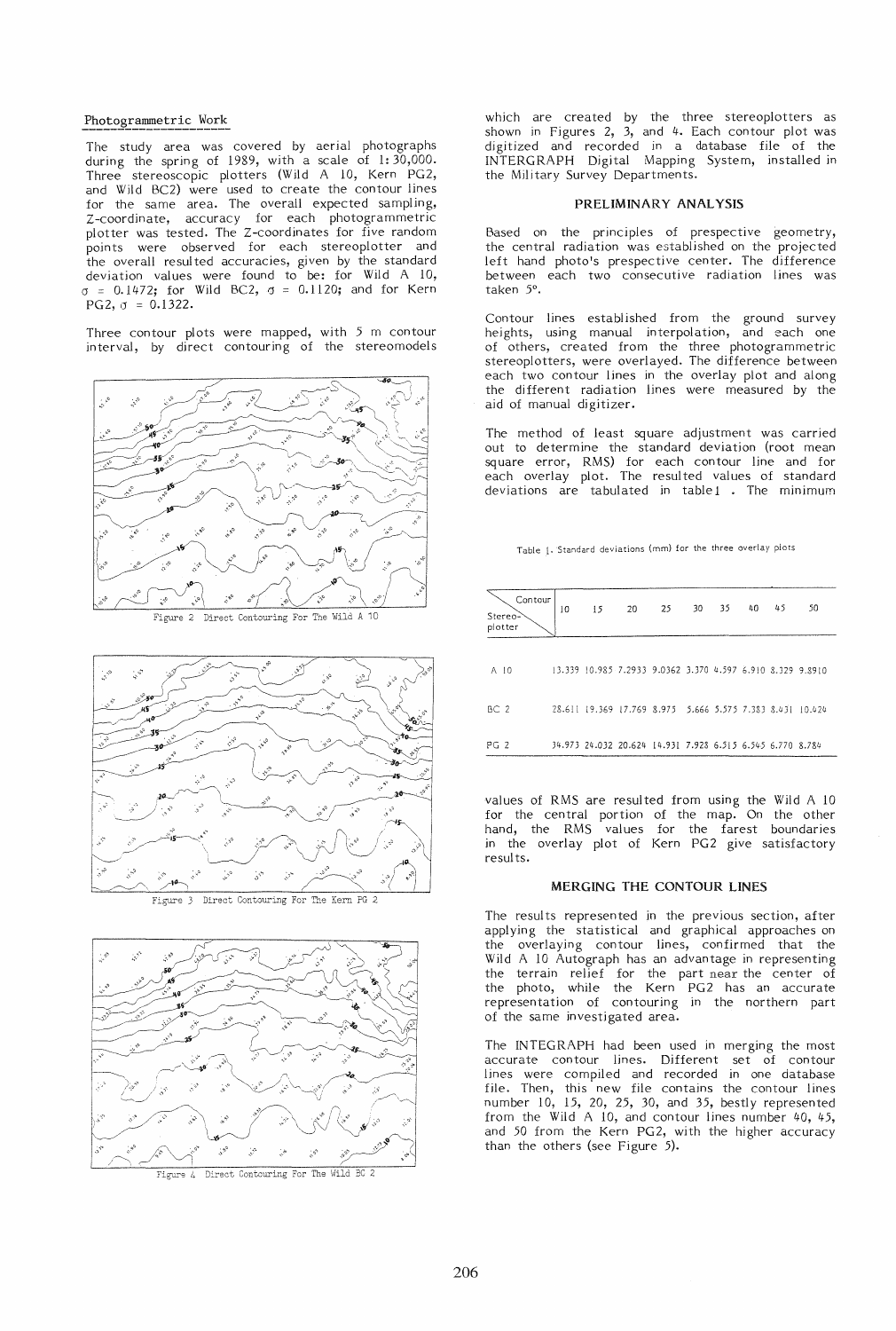### Photogrammetric Work

The study area was covered by aerial photographs during the spring of 1989, with a scale of 1:30,000. Three stereoscopic plotters (Wild A 10, Kern PG2, and Wild BC2) were used to create the contour lines for the same area. The overall expected sampling, Z-coordinate, accuracy for each photogrammetric plotter was tested. The Z-coordinates for five random points were observed for each stereoplotter and the overall resulted accuracies, given by the standard deviation values were found to be: for Wild A 10, $\sigma$ = 0.1472; for Wild BC2, $\sigma$ = 0.1120; and for Kern PG2, $\sigma$ = 0.1322.

Three contour plots were mapped, with 5 m contour interval, by direct contouring of the stereomodels which are created by the three stereoplotters as shown in Figures 2, 3, and 4. Each contour plot was digitized and recorded in a database file of the INTERGRAPH Digital Mapping System, installed in the Military Survey Departments.

Figure 2 Direct Contouring For The Wild A 10

Figure 3 Direct Contouring For The Kern PG 2

Figure 4 Direct Contouring For The Wild BC 2

## PRELIMINARY ANALYSIS

Based on the principles of prespective geometry, the central radiation was established on the projected left hand photo's prespective center. The difference between each two consecutive radiation lines was taken 5°.

Contour lines established from the ground survey heights, using manual interpolation, and each one of others, created from the three photogrammetric stereoplotters, were overlayed. The difference between each two contour lines in the overlay plot and along the different radiation lines were measured by the aid of manual digitizer.

The method of least square adjustment was carried out to determine the standard deviation (root mean square error, RMS) for each contour line and for each overlay plot. The resulted values of standard deviations are tabulated in table 1. The minimum values of RMS are resulted from using the Wild A 10 for the central portion of the map. On the other hand, the RMS values for the farest boundaries in the overlay plot of Kern PG2 give satisfactory results.

Table 1. Standard deviations (mm) for the three overlay plots

| Stereo-plotter \ Contour | 10 | 15 | 20 | 25 | 30 | 35 | 40 | 45 | 50 |
|---|---|---|---|---|---|---|---|---|---|
| A 10 | 13.339 | 10.985 | 7.2933 | 9.0362 | 3.370 | 4.597 | 6.910 | 8.329 | 9.8910 |
| BC 2 | 28.611 | 19.369 | 17.769 | 8.975 | 5.666 | 5.575 | 7.383 | 8.431 | 10.424 |
| PG 2 | 34.973 | 24.032 | 20.624 | 14.931 | 7.928 | 6.515 | 6.545 | 6.770 | 8.784 |

## MERGING THE CONTOUR LINES

The results represented in the previous section, after applying the statistical and graphical approaches on the overlaying contour lines, confirmed that the Wild A 10 Autograph has an advantage in representing the terrain relief for the part near the center of the photo, while the Kern PG2 has an accurate representation of contouring in the northern part of the same investigated area.

The INTEGRAPH had been used in merging the most accurate contour lines. Different set of contour lines were compiled and recorded in one database file. Then, this new file contains the contour lines number 10, 15, 20, 25, 30, and 35, bestly represented from the Wild A 10, and contour lines number 40, 45, and 50 from the Kern PG2, with the higher accuracy than the others (see Figure 5).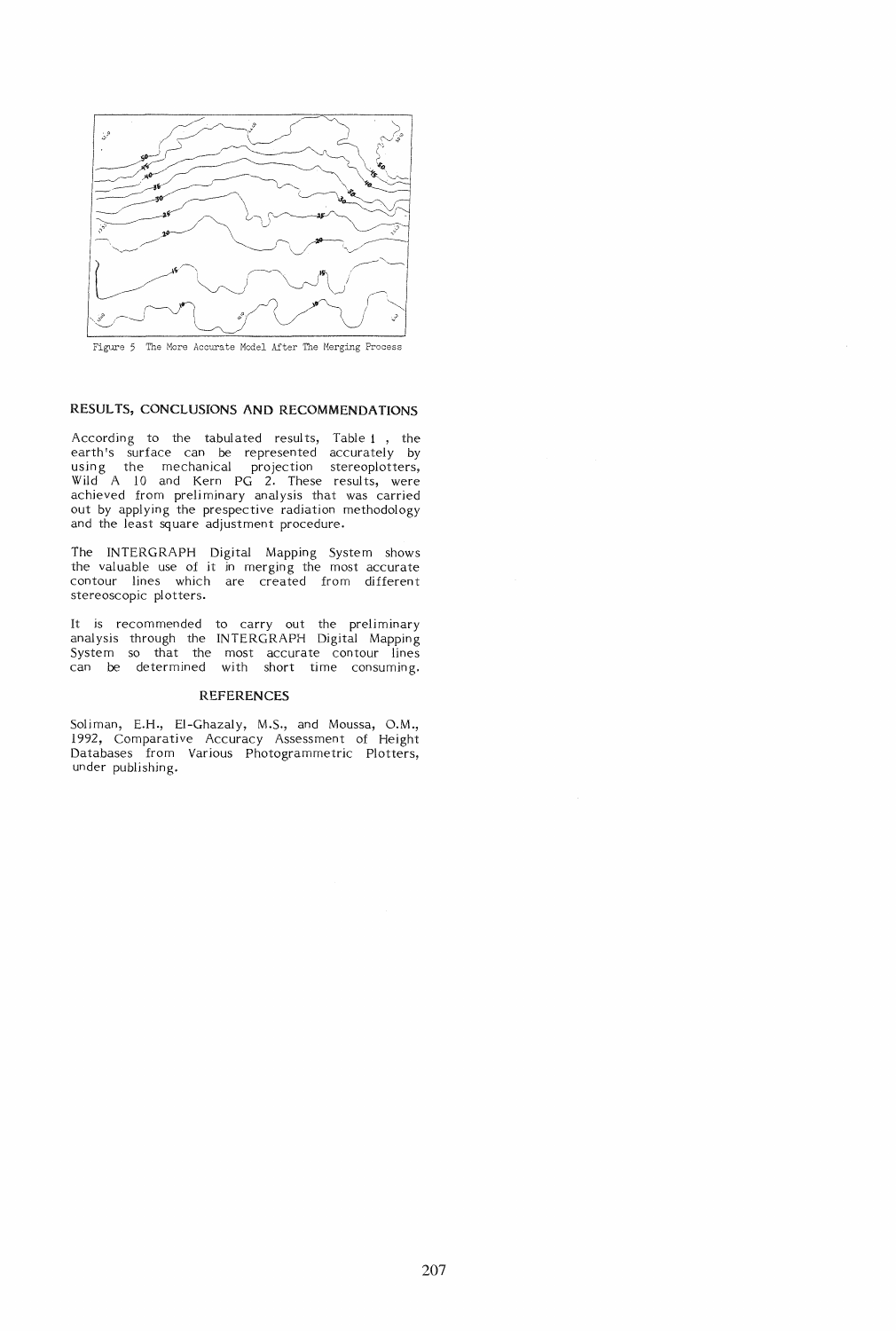Figure 5 The More Accurate Model After The Merging Process

## RESULTS, CONCLUSIONS AND RECOMMENDATIONS

According to the tabulated results, Table 1 , the earth's surface can be represented accurately by using the mechanical projection stereoplotters, Wild A 10 and Kern PG 2. These results, were achieved from preliminary analysis that was carried out by applying the prespective radiation methodology and the least square adjustment procedure.

The INTERGRAPH Digital Mapping System shows the valuable use of it in merging the most accurate contour lines which are created from different stereoscopic plotters.

It is recommended to carry out the preliminary analysis through the INTERGRAPH Digital Mapping System so that the most accurate contour lines can be determined with short time consuming.

## REFERENCES

Soliman, E.H., El-Ghazaly, M.S., and Moussa, O.M., 1992, Comparative Accuracy Assessment of Height Databases from Various Photogrammetric Plotters, under publishing.